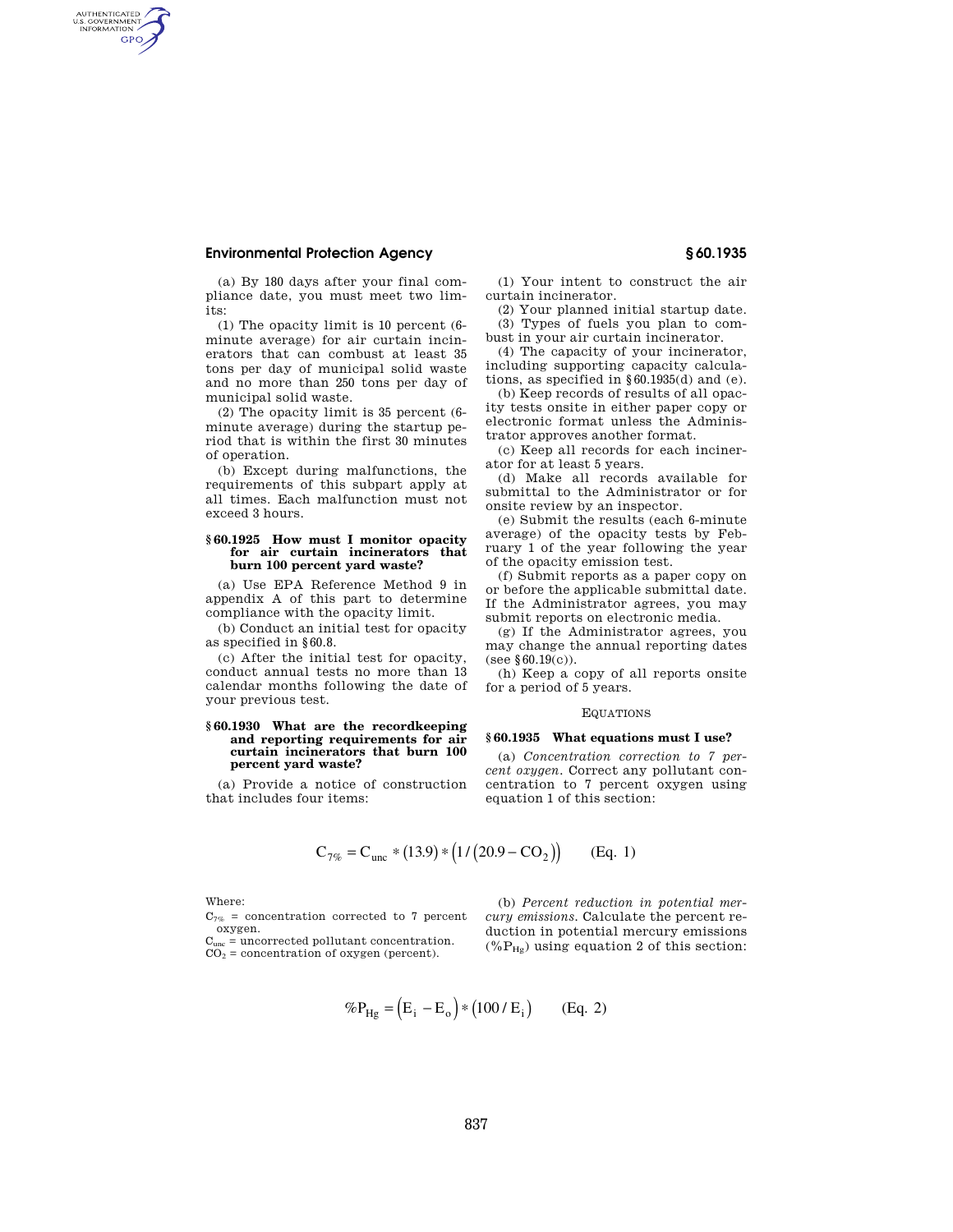(a) By 180 days after your final compliance date, you must meet two limits:

(1) The opacity limit is 10 percent (6-minute average) for air curtain incinerators that can combust at least 35 tons per day of municipal solid waste and no more than 250 tons per day of municipal solid waste.

(2) The opacity limit is 35 percent (6-minute average) during the startup period that is within the first 30 minutes of operation.

(b) Except during malfunctions, the requirements of this subpart apply at all times. Each malfunction must not exceed 3 hours.

### § 60.1925 How must I monitor opacity for air curtain incinerators that burn 100 percent yard waste?

(a) Use EPA Reference Method 9 in appendix A of this part to determine compliance with the opacity limit.

(b) Conduct an initial test for opacity as specified in § 60.8.

(c) After the initial test for opacity, conduct annual tests no more than 13 calendar months following the date of your previous test.

### § 60.1930 What are the recordkeeping and reporting requirements for air curtain incinerators that burn 100 percent yard waste?

(a) Provide a notice of construction that includes four items:

(1) Your intent to construct the air curtain incinerator.

(2) Your planned initial startup date.

(3) Types of fuels you plan to combust in your air curtain incinerator.

(4) The capacity of your incinerator, including supporting capacity calculations, as specified in § 60.1935(d) and (e).

(b) Keep records of results of all opacity tests onsite in either paper copy or electronic format unless the Administrator approves another format.

(c) Keep all records for each incinerator for at least 5 years.

(d) Make all records available for submittal to the Administrator or for onsite review by an inspector.

(e) Submit the results (each 6-minute average) of the opacity tests by February 1 of the year following the year of the opacity emission test.

(f) Submit reports as a paper copy on or before the applicable submittal date. If the Administrator agrees, you may submit reports on electronic media.

(g) If the Administrator agrees, you may change the annual reporting dates (see § 60.19(c)).

(h) Keep a copy of all reports onsite for a period of 5 years.

## Equations

### § 60.1935 What equations must I use?

(a) *Concentration correction to 7 percent oxygen*. Correct any pollutant concentration to 7 percent oxygen using equation 1 of this section:

$$C_{7\%} = C_{unc} * (13.9) * \left(1/\left(20.9 - CO_2\right)\right) \qquad \text{(Eq. 1)}$$

Where:

$C_{7\%}$ = concentration corrected to 7 percent oxygen.

$C_{unc}$ = uncorrected pollutant concentration.

$CO_2$ = concentration of oxygen (percent).

(b) *Percent reduction in potential mercury emissions*. Calculate the percent reduction in potential mercury emissions ($\%P_{Hg}$) using equation 2 of this section:

$$\%P_{Hg} = \left(E_i - E_o\right) * \left(100 / E_i\right) \qquad \text{(Eq. 2)}$$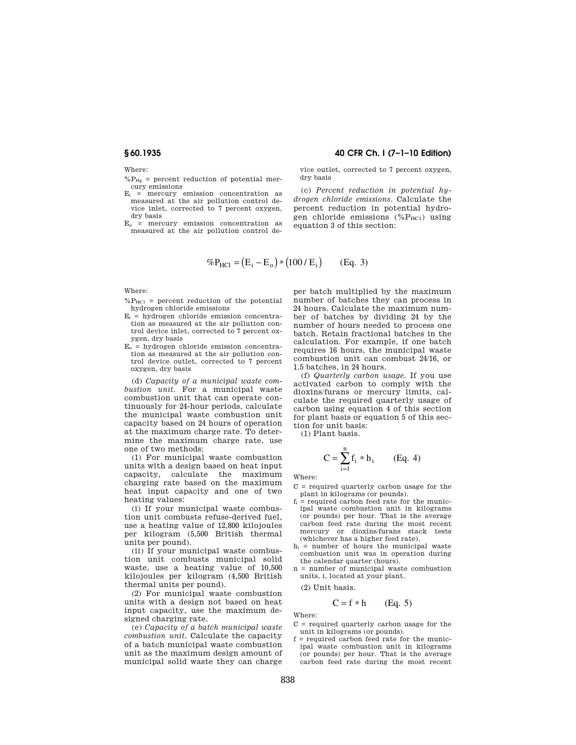Where:

- $\%P_{Hg}$ = percent reduction of potential mercury emissions
- $E_i$ = mercury emission concentration as measured at the air pollution control device inlet, corrected to 7 percent oxygen, dry basis
- $E_o$ = mercury emission concentration as measured at the air pollution control device outlet, corrected to 7 percent oxygen, dry basis

(c) *Percent reduction in potential hydrogen chloride emissions.* Calculate the percent reduction in potential hydrogen chloride emissions ($\%P_{HCl}$) using equation 3 of this section:

$$\%P_{HCl} = (E_i - E_o) * (100 / E_i) \qquad \text{(Eq. 3)}$$

Where:

- $\%P_{HCl}$ = percent reduction of the potential hydrogen chloride emissions
- $E_i$ = hydrogen chloride emission concentration as measured at the air pollution control device inlet, corrected to 7 percent oxygen, dry basis
- $E_o$ = hydrogen chloride emission concentration as measured at the air pollution control device outlet, corrected to 7 percent oxygen, dry basis

(d) *Capacity of a municipal waste combustion unit.* For a municipal waste combustion unit that can operate continuously for 24-hour periods, calculate the municipal waste combustion unit capacity based on 24 hours of operation at the maximum charge rate. To determine the maximum charge rate, use one of two methods:

(1) For municipal waste combustion units with a design based on heat input capacity, calculate the maximum charging rate based on the maximum heat input capacity and one of two heating values:

(i) If your municipal waste combustion unit combusts refuse-derived fuel, use a heating value of 12,800 kilojoules per kilogram (5,500 British thermal units per pound).

(ii) If your municipal waste combustion unit combusts municipal solid waste, use a heating value of 10,500 kilojoules per kilogram (4,500 British thermal units per pound).

(2) For municipal waste combustion units with a design not based on heat input capacity, use the maximum designed charging rate.

(e) *Capacity of a batch municipal waste combustion unit.* Calculate the capacity of a batch municipal waste combustion unit as the maximum design amount of municipal solid waste they can charge per batch multiplied by the maximum number of batches they can process in 24 hours. Calculate the maximum number of batches by dividing 24 by the number of hours needed to process one batch. Retain fractional batches in the calculation. For example, if one batch requires 16 hours, the municipal waste combustion unit can combust 24/16, or 1.5 batches, in 24 hours.

(f) *Quarterly carbon usage.* If you use activated carbon to comply with the dioxins/furans or mercury limits, calculate the required quarterly usage of carbon using equation 4 of this section for plant basis or equation 5 of this section for unit basis:

(1) Plant basis.

$$C = \sum_{i=1}^{n} f_i * h_i \qquad \text{(Eq. 4)}$$

Where:

- C = required quarterly carbon usage for the plant in kilograms (or pounds).
- $f_i$ = required carbon feed rate for the municipal waste combustion unit in kilograms (or pounds) per hour. That is the average carbon feed rate during the most recent mercury or dioxins/furans stack tests (whichever has a higher feed rate).
- $h_i$ = number of hours the municipal waste combustion unit was in operation during the calendar quarter (hours).
- n = number of municipal waste combustion units, i, located at your plant.

(2) Unit basis.

$$C = f * h \qquad \text{(Eq. 5)}$$

Where:

- C = required quarterly carbon usage for the unit in kilograms (or pounds).
- f = required carbon feed rate for the municipal waste combustion unit in kilograms (or pounds) per hour. That is the average carbon feed rate during the most recent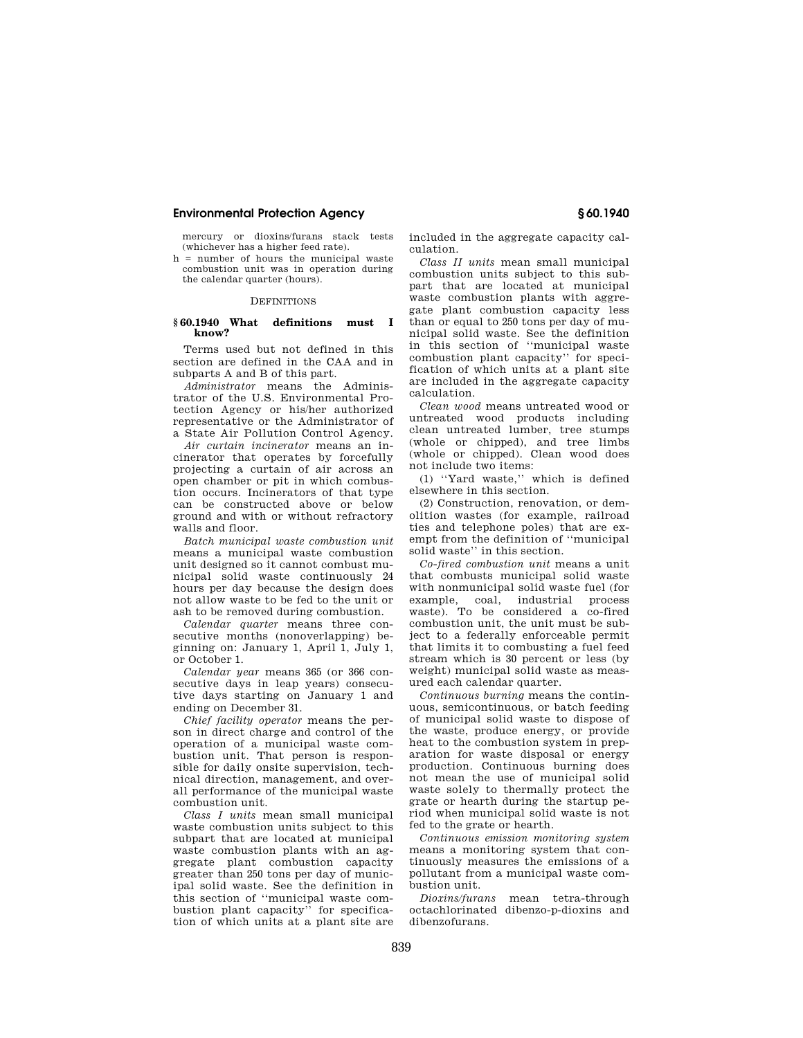mercury or dioxins/furans stack tests (whichever has a higher feed rate).

h = number of hours the municipal waste combustion unit was in operation during the calendar quarter (hours).

DEFINITIONS

### § 60.1940 What definitions must I know?

Terms used but not defined in this section are defined in the CAA and in subparts A and B of this part.

*Administrator* means the Administrator of the U.S. Environmental Protection Agency or his/her authorized representative or the Administrator of a State Air Pollution Control Agency.

*Air curtain incinerator* means an incinerator that operates by forcefully projecting a curtain of air across an open chamber or pit in which combustion occurs. Incinerators of that type can be constructed above or below ground and with or without refractory walls and floor.

*Batch municipal waste combustion unit* means a municipal waste combustion unit designed so it cannot combust municipal solid waste continuously 24 hours per day because the design does not allow waste to be fed to the unit or ash to be removed during combustion.

*Calendar quarter* means three consecutive months (nonoverlapping) beginning on: January 1, April 1, July 1, or October 1.

*Calendar year* means 365 (or 366 consecutive days in leap years) consecutive days starting on January 1 and ending on December 31.

*Chief facility operator* means the person in direct charge and control of the operation of a municipal waste combustion unit. That person is responsible for daily onsite supervision, technical direction, management, and overall performance of the municipal waste combustion unit.

*Class I units* mean small municipal waste combustion units subject to this subpart that are located at municipal waste combustion plants with an aggregate plant combustion capacity greater than 250 tons per day of municipal solid waste. See the definition in this section of ''municipal waste combustion plant capacity'' for specification of which units at a plant site are included in the aggregate capacity calculation.

*Class II units* mean small municipal combustion units subject to this subpart that are located at municipal waste combustion plants with aggregate plant combustion capacity less than or equal to 250 tons per day of municipal solid waste. See the definition in this section of ''municipal waste combustion plant capacity'' for specification of which units at a plant site are included in the aggregate capacity calculation.

*Clean wood* means untreated wood or untreated wood products including clean untreated lumber, tree stumps (whole or chipped), and tree limbs (whole or chipped). Clean wood does not include two items:

(1) ''Yard waste,'' which is defined elsewhere in this section.

(2) Construction, renovation, or demolition wastes (for example, railroad ties and telephone poles) that are exempt from the definition of ''municipal solid waste'' in this section.

*Co-fired combustion unit* means a unit that combusts municipal solid waste with nonmunicipal solid waste fuel (for example, coal, industrial process waste). To be considered a co-fired combustion unit, the unit must be subject to a federally enforceable permit that limits it to combusting a fuel feed stream which is 30 percent or less (by weight) municipal solid waste as measured each calendar quarter.

*Continuous burning* means the continuous, semicontinuous, or batch feeding of municipal solid waste to dispose of the waste, produce energy, or provide heat to the combustion system in preparation for waste disposal or energy production. Continuous burning does not mean the use of municipal solid waste solely to thermally protect the grate or hearth during the startup period when municipal solid waste is not fed to the grate or hearth.

*Continuous emission monitoring system* means a monitoring system that continuously measures the emissions of a pollutant from a municipal waste combustion unit.

*Dioxins/furans* mean tetra-through octachlorinated dibenzo-p-dioxins and dibenzofurans.